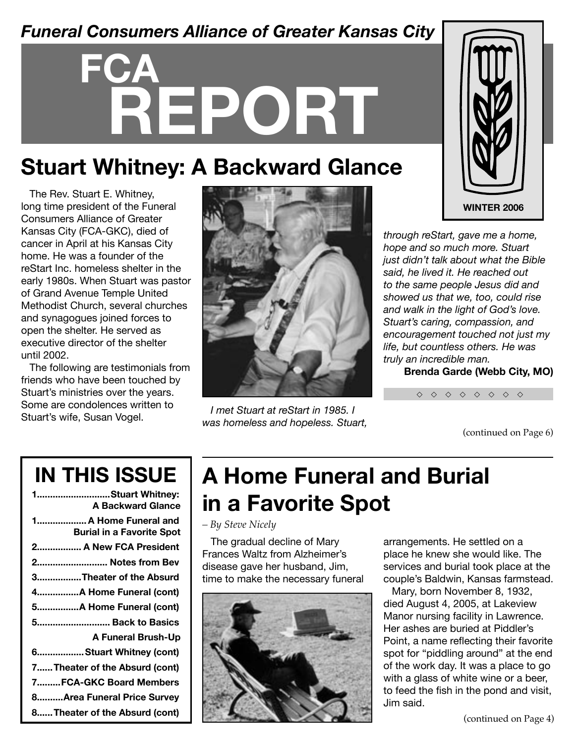*Funeral Consumers Alliance of Greater Kansas City*

# FCA REPORT

**WINTER 2006**

## Stuart Whitney: A Backward Glance

The Rev. Stuart E. Whitney, long time president of the Funeral Consumers Alliance of Greater Kansas City (FCA-GKC), died of cancer in April at his Kansas City home. He was a founder of the reStart Inc. homeless shelter in the early 1980s. When Stuart was pastor of Grand Avenue Temple United Methodist Church, several churches and synagogues joined forces to open the shelter. He served as executive director of the shelter until 2002.

The following are testimonials from friends who have been touched by Stuart's ministries over the years. Some are condolences written to Stuart's wife, Susan Vogel.

*I met Stuart at reStart in 1985. I was homeless and hopeless. Stuart, through reStart, gave me a home, hope and so much more. Stuart just didn't talk about what the Bible said, he lived it. He reached out to the same people Jesus did and showed us that we, too, could rise and walk in the light of God's love. Stuart's caring, compassion, and encouragement touched not just my life, but countless others. He was truly an incredible man.*

**Brenda Garde (Webb City, MO)**

◇ ◇ ◇ ◇ ◇ ◇ ◇ ◇

(continued on Page 6)

## IN THIS ISSUE

- 1 ........ Stuart Whitney: A Backward Glance
- 1 ........ A Home Funeral and Burial in a Favorite Spot
- 2 ........ A New FCA President
- 2 ........ Notes from Bev
- 3 ........ Theater of the Absurd
- 4 ........ A Home Funeral (cont)
- 5 ........ A Home Funeral (cont)
- 5 ........ Back to Basics A Funeral Brush-Up
- 6 ........ Stuart Whitney (cont)
- 7 ........ Theater of the Absurd (cont)
- 7 ........ FCA-GKC Board Members
- 8 ........ Area Funeral Price Survey
- 8 ........ Theater of the Absurd (cont)

## A Home Funeral and Burial in a Favorite Spot

*– By Steve Nicely*

The gradual decline of Mary Frances Waltz from Alzheimer's disease gave her husband, Jim, time to make the necessary funeral arrangements. He settled on a place he knew she would like. The services and burial took place at the couple's Baldwin, Kansas farmstead.

Mary, born November 8, 1932, died August 4, 2005, at Lakeview Manor nursing facility in Lawrence. Her ashes are buried at Piddler's Point, a name reflecting their favorite spot for "piddling around" at the end of the work day. It was a place to go with a glass of white wine or a beer, to feed the fish in the pond and visit, Jim said.

(continued on Page 4)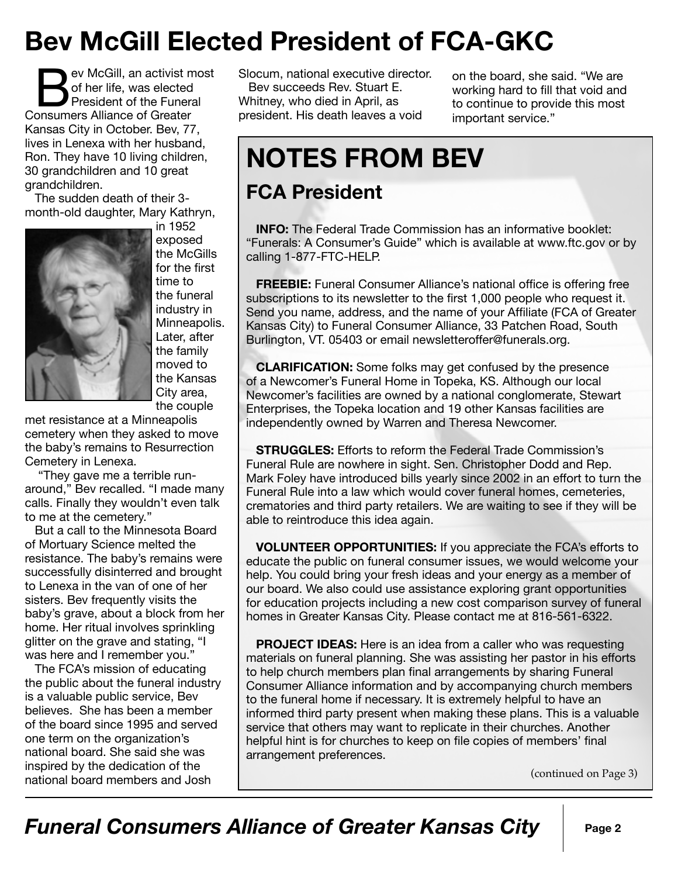# Bev McGill Elected President of FCA-GKC

Bev McGill, an activist most of her life, was elected President of the Funeral Consumers Alliance of Greater Kansas City in October. Bev, 77, lives in Lenexa with her husband, Ron. They have 10 living children, 30 grandchildren and 10 great grandchildren.

The sudden death of their 3-month-old daughter, Mary Kathryn, in 1952 exposed the McGills for the first time to the funeral industry in Minneapolis. Later, after the family moved to the Kansas City area, the couple met resistance at a Minneapolis cemetery when they asked to move the baby's remains to Resurrection Cemetery in Lenexa.

"They gave me a terrible run-around," Bev recalled. "I made many calls. Finally they wouldn't even talk to me at the cemetery."

But a call to the Minnesota Board of Mortuary Science melted the resistance. The baby's remains were successfully disinterred and brought to Lenexa in the van of one of her sisters. Bev frequently visits the baby's grave, about a block from her home. Her ritual involves sprinkling glitter on the grave and stating, "I was here and I remember you."

The FCA's mission of educating the public about the funeral industry is a valuable public service, Bev believes. She has been a member of the board since 1995 and served one term on the organization's national board. She said she was inspired by the dedication of the national board members and Josh Slocum, national executive director.

Bev succeeds Rev. Stuart E. Whitney, who died in April, as president. His death leaves a void on the board, she said. "We are working hard to fill that void and to continue to provide this most important service."

# NOTES FROM BEV

## FCA President

**INFO:** The Federal Trade Commission has an informative booklet: "Funerals: A Consumer's Guide" which is available at www.ftc.gov or by calling 1-877-FTC-HELP.

**FREEBIE:** Funeral Consumer Alliance's national office is offering free subscriptions to its newsletter to the first 1,000 people who request it. Send you name, address, and the name of your Affiliate (FCA of Greater Kansas City) to Funeral Consumer Alliance, 33 Patchen Road, South Burlington, VT. 05403 or email newsletteroffer@funerals.org.

**CLARIFICATION:** Some folks may get confused by the presence of a Newcomer's Funeral Home in Topeka, KS. Although our local Newcomer's facilities are owned by a national conglomerate, Stewart Enterprises, the Topeka location and 19 other Kansas facilities are independently owned by Warren and Theresa Newcomer.

**STRUGGLES:** Efforts to reform the Federal Trade Commission's Funeral Rule are nowhere in sight. Sen. Christopher Dodd and Rep. Mark Foley have introduced bills yearly since 2002 in an effort to turn the Funeral Rule into a law which would cover funeral homes, cemeteries, crematories and third party retailers. We are waiting to see if they will be able to reintroduce this idea again.

**VOLUNTEER OPPORTUNITIES:** If you appreciate the FCA's efforts to educate the public on funeral consumer issues, we would welcome your help. You could bring your fresh ideas and your energy as a member of our board. We also could use assistance exploring grant opportunities for education projects including a new cost comparison survey of funeral homes in Greater Kansas City. Please contact me at 816-561-6322.

**PROJECT IDEAS:** Here is an idea from a caller who was requesting materials on funeral planning. She was assisting her pastor in his efforts to help church members plan final arrangements by sharing Funeral Consumer Alliance information and by accompanying church members to the funeral home if necessary. It is extremely helpful to have an informed third party present when making these plans. This is a valuable service that others may want to replicate in their churches. Another helpful hint is for churches to keep on file copies of members' final arrangement preferences.

(continued on Page 3)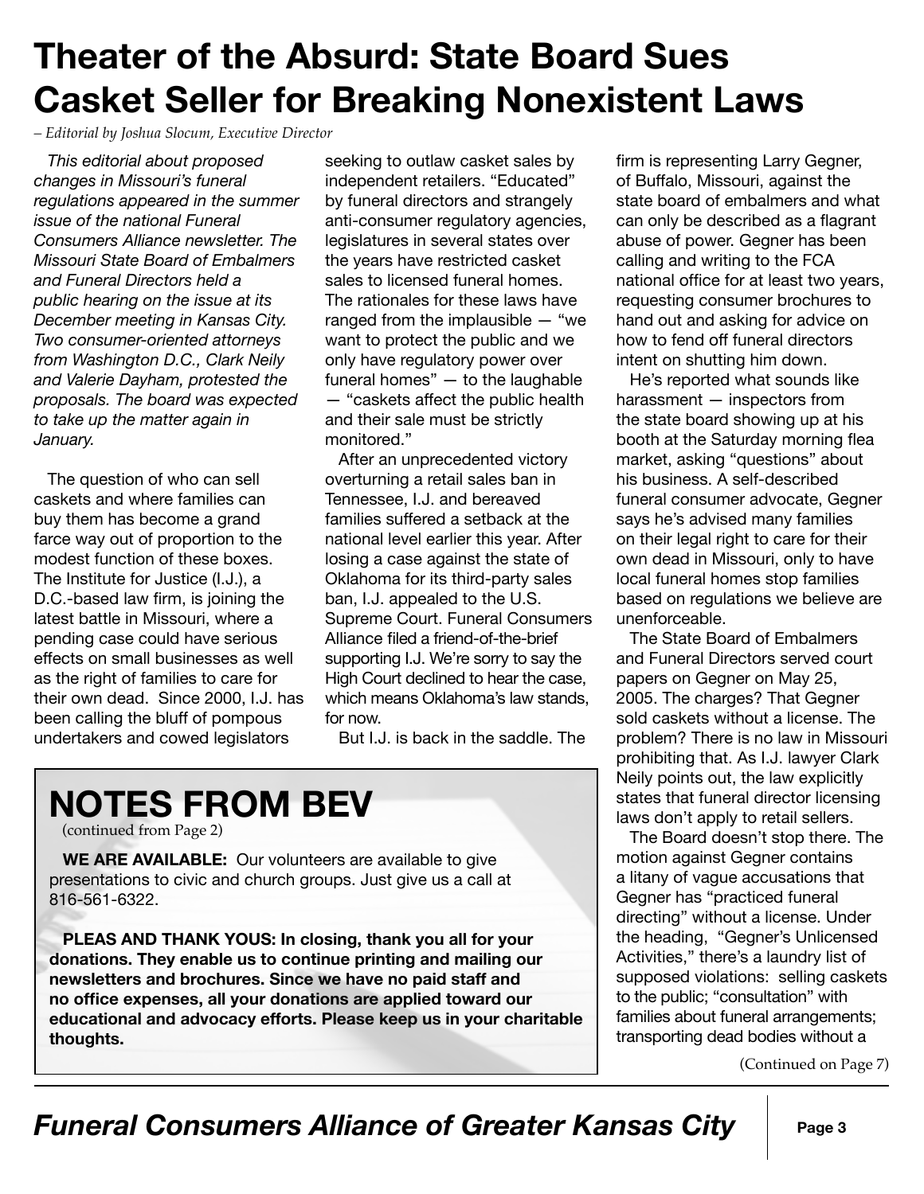# Theater of the Absurd: State Board Sues Casket Seller for Breaking Nonexistent Laws

*– Editorial by Joshua Slocum, Executive Director*

*This editorial about proposed changes in Missouri's funeral regulations appeared in the summer issue of the national Funeral Consumers Alliance newsletter. The Missouri State Board of Embalmers and Funeral Directors held a public hearing on the issue at its December meeting in Kansas City. Two consumer-oriented attorneys from Washington D.C., Clark Neily and Valerie Dayham, protested the proposals. The board was expected to take up the matter again in January.*

The question of who can sell caskets and where families can buy them has become a grand farce way out of proportion to the modest function of these boxes. The Institute for Justice (I.J.), a D.C.-based law firm, is joining the latest battle in Missouri, where a pending case could have serious effects on small businesses as well as the right of families to care for their own dead. Since 2000, I.J. has been calling the bluff of pompous undertakers and cowed legislators seeking to outlaw casket sales by independent retailers. "Educated" by funeral directors and strangely anti-consumer regulatory agencies, legislatures in several states over the years have restricted casket sales to licensed funeral homes. The rationales for these laws have ranged from the implausible — "we want to protect the public and we only have regulatory power over funeral homes" — to the laughable — "caskets affect the public health and their sale must be strictly monitored."

After an unprecedented victory overturning a retail sales ban in Tennessee, I.J. and bereaved families suffered a setback at the national level earlier this year. After losing a case against the state of Oklahoma for its third-party sales ban, I.J. appealed to the U.S. Supreme Court. Funeral Consumers Alliance filed a friend-of-the-brief supporting I.J. We're sorry to say the High Court declined to hear the case, which means Oklahoma's law stands, for now.

But I.J. is back in the saddle. The firm is representing Larry Gegner, of Buffalo, Missouri, against the state board of embalmers and what can only be described as a flagrant abuse of power. Gegner has been calling and writing to the FCA national office for at least two years, requesting consumer brochures to hand out and asking for advice on how to fend off funeral directors intent on shutting him down.

He's reported what sounds like harassment — inspectors from the state board showing up at his booth at the Saturday morning flea market, asking "questions" about his business. A self-described funeral consumer advocate, Gegner says he's advised many families on their legal right to care for their own dead in Missouri, only to have local funeral homes stop families based on regulations we believe are unenforceable.

The State Board of Embalmers and Funeral Directors served court papers on Gegner on May 25, 2005. The charges? That Gegner sold caskets without a license. The problem? There is no law in Missouri prohibiting that. As I.J. lawyer Clark Neily points out, the law explicitly states that funeral director licensing laws don't apply to retail sellers.

The Board doesn't stop there. The motion against Gegner contains a litany of vague accusations that Gegner has "practiced funeral directing" without a license. Under the heading, "Gegner's Unlicensed Activities," there's a laundry list of supposed violations: selling caskets to the public; "consultation" with families about funeral arrangements; transporting dead bodies without a

(Continued on Page 7)

## NOTES FROM BEV

(continued from Page 2)

**WE ARE AVAILABLE:** Our volunteers are available to give presentations to civic and church groups. Just give us a call at 816-561-6322.

**PLEAS AND THANK YOUS: In closing, thank you all for your donations. They enable us to continue printing and mailing our newsletters and brochures. Since we have no paid staff and no office expenses, all your donations are applied toward our educational and advocacy efforts. Please keep us in your charitable thoughts.**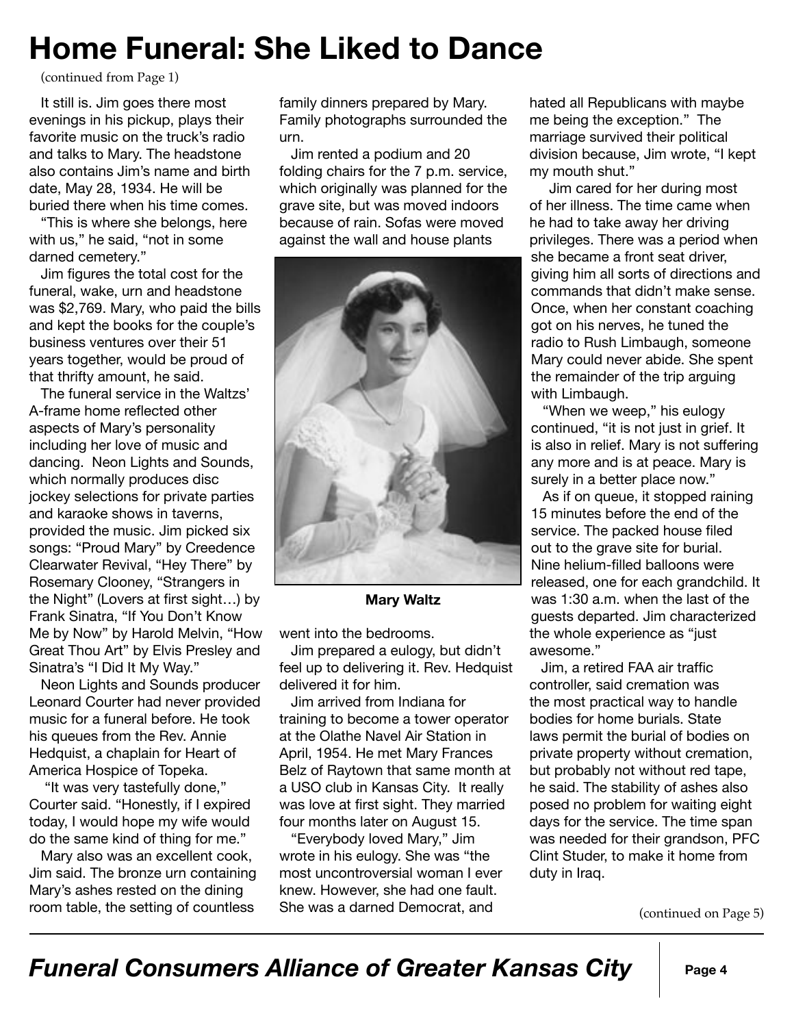# Home Funeral: She Liked to Dance

(continued from Page 1)

It still is. Jim goes there most evenings in his pickup, plays their favorite music on the truck's radio and talks to Mary. The headstone also contains Jim's name and birth date, May 28, 1934. He will be buried there when his time comes.

"This is where she belongs, here with us," he said, "not in some darned cemetery."

Jim figures the total cost for the funeral, wake, urn and headstone was $2,769. Mary, who paid the bills and kept the books for the couple's business ventures over their 51 years together, would be proud of that thrifty amount, he said.

The funeral service in the Waltzs' A-frame home reflected other aspects of Mary's personality including her love of music and dancing. Neon Lights and Sounds, which normally produces disc jockey selections for private parties and karaoke shows in taverns, provided the music. Jim picked six songs: "Proud Mary" by Creedence Clearwater Revival, "Hey There" by Rosemary Clooney, "Strangers in the Night" (Lovers at first sight…) by Frank Sinatra, "If You Don't Know Me by Now" by Harold Melvin, "How Great Thou Art" by Elvis Presley and Sinatra's "I Did It My Way."

Neon Lights and Sounds producer Leonard Courter had never provided music for a funeral before. He took his queues from the Rev. Annie Hedquist, a chaplain for Heart of America Hospice of Topeka.

"It was very tastefully done," Courter said. "Honestly, if I expired today, I would hope my wife would do the same kind of thing for me."

Mary also was an excellent cook, Jim said. The bronze urn containing Mary's ashes rested on the dining room table, the setting of countless family dinners prepared by Mary. Family photographs surrounded the urn.

Jim rented a podium and 20 folding chairs for the 7 p.m. service, which originally was planned for the grave site, but was moved indoors because of rain. Sofas were moved against the wall and house plants went into the bedrooms.

**Mary Waltz**

Jim prepared a eulogy, but didn't feel up to delivering it. Rev. Hedquist delivered it for him.

Jim arrived from Indiana for training to become a tower operator at the Olathe Navel Air Station in April, 1954. He met Mary Frances Belz of Raytown that same month at a USO club in Kansas City. It really was love at first sight. They married four months later on August 15.

"Everybody loved Mary," Jim wrote in his eulogy. She was "the most uncontroversial woman I ever knew. However, she had one fault. She was a darned Democrat, and hated all Republicans with maybe me being the exception." The marriage survived their political division because, Jim wrote, "I kept my mouth shut."

Jim cared for her during most of her illness. The time came when he had to take away her driving privileges. There was a period when she became a front seat driver, giving him all sorts of directions and commands that didn't make sense. Once, when her constant coaching got on his nerves, he tuned the radio to Rush Limbaugh, someone Mary could never abide. She spent the remainder of the trip arguing with Limbaugh.

"When we weep," his eulogy continued, "it is not just in grief. It is also in relief. Mary is not suffering any more and is at peace. Mary is surely in a better place now."

As if on queue, it stopped raining 15 minutes before the end of the service. The packed house filed out to the grave site for burial. Nine helium-filled balloons were released, one for each grandchild. It was 1:30 a.m. when the last of the guests departed. Jim characterized the whole experience as "just awesome."

Jim, a retired FAA air traffic controller, said cremation was the most practical way to handle bodies for home burials. State laws permit the burial of bodies on private property without cremation, but probably not without red tape, he said. The stability of ashes also posed no problem for waiting eight days for the service. The time span was needed for their grandson, PFC Clint Studer, to make it home from duty in Iraq.

(continued on Page 5)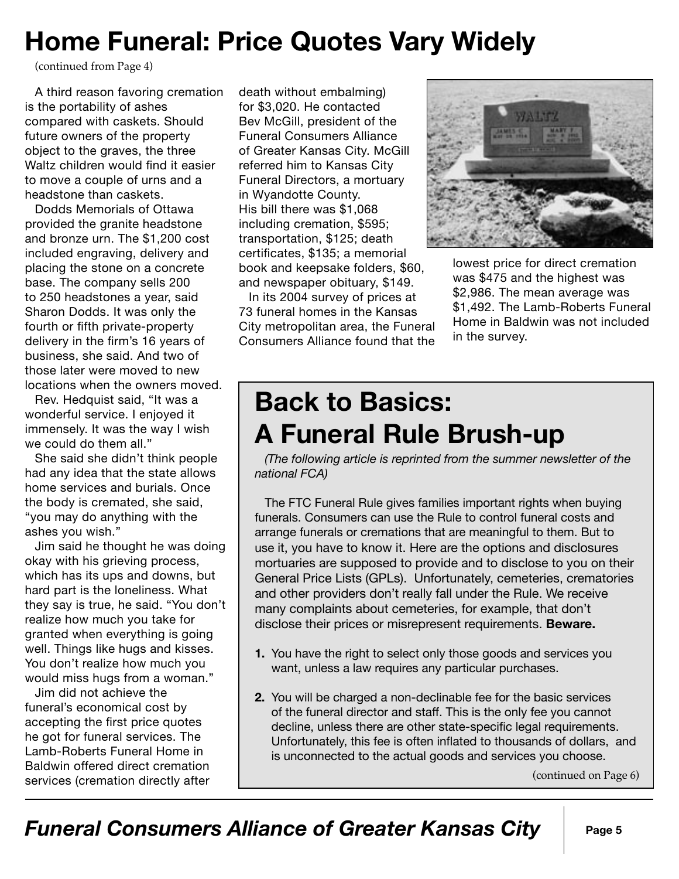# Home Funeral: Price Quotes Vary Widely

(continued from Page 4)

A third reason favoring cremation is the portability of ashes compared with caskets. Should future owners of the property object to the graves, the three Waltz children would find it easier to move a couple of urns and a headstone than caskets.

Dodds Memorials of Ottawa provided the granite headstone and bronze urn. The $1,200 cost included engraving, delivery and placing the stone on a concrete base. The company sells 200 to 250 headstones a year, said Sharon Dodds. It was only the fourth or fifth private-property delivery in the firm's 16 years of business, she said. And two of those later were moved to new locations when the owners moved.

Rev. Hedquist said, "It was a wonderful service. I enjoyed it immensely. It was the way I wish we could do them all."

She said she didn't think people had any idea that the state allows home services and burials. Once the body is cremated, she said, "you may do anything with the ashes you wish."

Jim said he thought he was doing okay with his grieving process, which has its ups and downs, but hard part is the loneliness. What they say is true, he said. "You don't realize how much you take for granted when everything is going well. Things like hugs and kisses. You don't realize how much you would miss hugs from a woman."

Jim did not achieve the funeral's economical cost by accepting the first price quotes he got for funeral services. The Lamb-Roberts Funeral Home in Baldwin offered direct cremation services (cremation directly after death without embalming) for $3,020. He contacted Bev McGill, president of the Funeral Consumers Alliance of Greater Kansas City. McGill referred him to Kansas City Funeral Directors, a mortuary in Wyandotte County. His bill there was $1,068 including cremation, $595; transportation, $125; death certificates, $135; a memorial book and keepsake folders, $60, and newspaper obituary, $149.

In its 2004 survey of prices at 73 funeral homes in the Kansas City metropolitan area, the Funeral Consumers Alliance found that the lowest price for direct cremation was $475 and the highest was $2,986. The mean average was $1,492. The Lamb-Roberts Funeral Home in Baldwin was not included in the survey.

# Back to Basics: A Funeral Rule Brush-up

*(The following article is reprinted from the summer newsletter of the national FCA)*

The FTC Funeral Rule gives families important rights when buying funerals. Consumers can use the Rule to control funeral costs and arrange funerals or cremations that are meaningful to them. But to use it, you have to know it. Here are the options and disclosures mortuaries are supposed to provide and to disclose to you on their General Price Lists (GPLs). Unfortunately, cemeteries, crematories and other providers don't really fall under the Rule. We receive many complaints about cemeteries, for example, that don't disclose their prices or misrepresent requirements. **Beware.**

1. You have the right to select only those goods and services you want, unless a law requires any particular purchases.
2. You will be charged a non-declinable fee for the basic services of the funeral director and staff. This is the only fee you cannot decline, unless there are other state-specific legal requirements. Unfortunately, this fee is often inflated to thousands of dollars, and is unconnected to the actual goods and services you choose.

(continued on Page 6)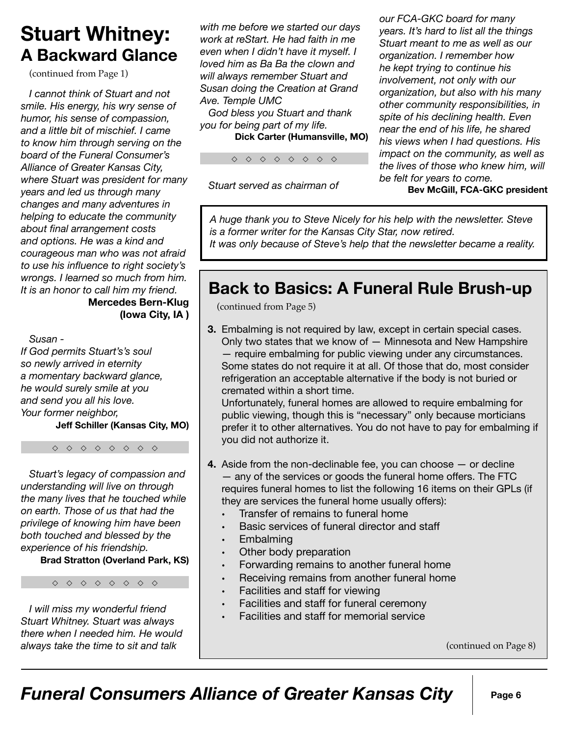# Stuart Whitney: A Backward Glance

(continued from Page 1)

*I cannot think of Stuart and not smile. His energy, his wry sense of humor, his sense of compassion, and a little bit of mischief. I came to know him through serving on the board of the Funeral Consumer's Alliance of Greater Kansas City, where Stuart was president for many years and led us through many changes and many adventures in helping to educate the community about final arrangement costs and options. He was a kind and courageous man who was not afraid to use his influence to right society's wrongs. I learned so much from him. It is an honor to call him my friend.*

**Mercedes Bern-Klug (Iowa City, IA )**

*Susan -*
*If God permits Stuart's's soul*
*so newly arrived in eternity*
*a momentary backward glance,*
*he would surely smile at you*
*and send you all his love.*
*Your former neighbor,*

**Jeff Schiller (Kansas City, MO)**

◇ ◇ ◇ ◇ ◇ ◇ ◇ ◇

*Stuart's legacy of compassion and understanding will live on through the many lives that he touched while on earth. Those of us that had the privilege of knowing him have been both touched and blessed by the experience of his friendship.*

**Brad Stratton (Overland Park, KS)**

◇ ◇ ◇ ◇ ◇ ◇ ◇ ◇

*I will miss my wonderful friend Stuart Whitney. Stuart was always there when I needed him. He would always take the time to sit and talk with me before we started our days work at reStart. He had faith in me even when I didn't have it myself. I loved him as Ba Ba the clown and will always remember Stuart and Susan doing the Creation at Grand Ave. Temple UMC*

*God bless you Stuart and thank you for being part of my life.*

**Dick Carter (Humansville, MO)**

◇ ◇ ◇ ◇ ◇ ◇ ◇ ◇

*Stuart served as chairman of our FCA-GKC board for many years. It's hard to list all the things Stuart meant to me as well as our organization. I remember how he kept trying to continue his involvement, not only with our organization, but also with his many other community responsibilities, in spite of his declining health. Even near the end of his life, he shared his views when I had questions. His impact on the community, as well as the lives of those who knew him, will be felt for years to come.*

**Bev McGill, FCA-GKC president**

*A huge thank you to Steve Nicely for his help with the newsletter. Steve is a former writer for the Kansas City Star, now retired.*
*It was only because of Steve's help that the newsletter became a reality.*

## Back to Basics: A Funeral Rule Brush-up

(continued from Page 5)

**3.** Embalming is not required by law, except in certain special cases. Only two states that we know of — Minnesota and New Hampshire — require embalming for public viewing under any circumstances. Some states do not require it at all. Of those that do, most consider refrigeration an acceptable alternative if the body is not buried or cremated within a short time.
Unfortunately, funeral homes are allowed to require embalming for public viewing, though this is "necessary" only because morticians prefer it to other alternatives. You do not have to pay for embalming if you did not authorize it.

**4.** Aside from the non-declinable fee, you can choose — or decline — any of the services or goods the funeral home offers. The FTC requires funeral homes to list the following 16 items on their GPLs (if they are services the funeral home usually offers):

- Transfer of remains to funeral home
- Basic services of funeral director and staff
- Embalming
- Other body preparation
- Forwarding remains to another funeral home
- Receiving remains from another funeral home
- Facilities and staff for viewing
- Facilities and staff for funeral ceremony
- Facilities and staff for memorial service

(continued on Page 8)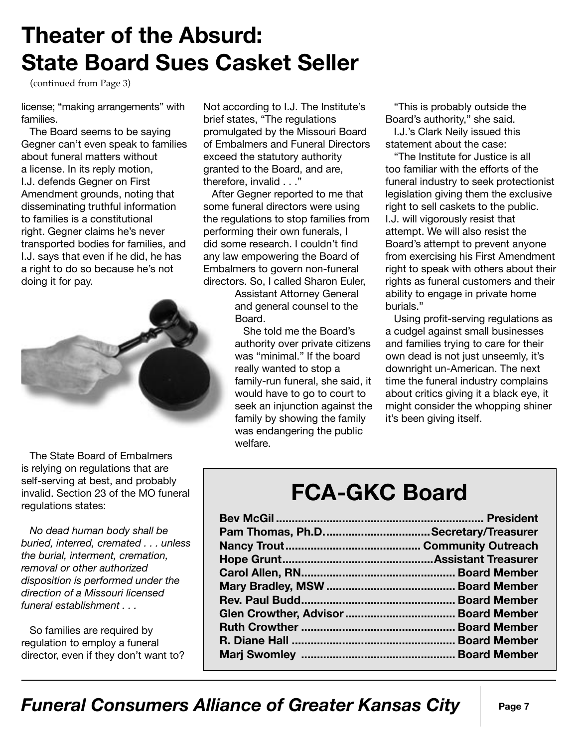# Theater of the Absurd: State Board Sues Casket Seller

(continued from Page 3)

license; "making arrangements" with families.

The Board seems to be saying Gegner can't even speak to families about funeral matters without a license. In its reply motion, I.J. defends Gegner on First Amendment grounds, noting that disseminating truthful information to families is a constitutional right. Gegner claims he's never transported bodies for families, and I.J. says that even if he did, he has a right to do so because he's not doing it for pay.

The State Board of Embalmers is relying on regulations that are self-serving at best, and probably invalid. Section 23 of the MO funeral regulations states:

*No dead human body shall be buried, interred, cremated . . . unless the burial, interment, cremation, removal or other authorized disposition is performed under the direction of a Missouri licensed funeral establishment . . .*

So families are required by regulation to employ a funeral director, even if they don't want to? Not according to I.J. The Institute's brief states, "The regulations promulgated by the Missouri Board of Embalmers and Funeral Directors exceed the statutory authority granted to the Board, and are, therefore, invalid . . ."

After Gegner reported to me that some funeral directors were using the regulations to stop families from performing their own funerals, I did some research. I couldn't find any law empowering the Board of Embalmers to govern non-funeral directors. So, I called Sharon Euler, Assistant Attorney General and general counsel to the Board.

She told me the Board's authority over private citizens was "minimal." If the board really wanted to stop a family-run funeral, she said, it would have to go to court to seek an injunction against the family by showing the family was endangering the public welfare.

"This is probably outside the Board's authority," she said.

I.J.'s Clark Neily issued this statement about the case:

"The Institute for Justice is all too familiar with the efforts of the funeral industry to seek protectionist legislation giving them the exclusive right to sell caskets to the public. I.J. will vigorously resist that attempt. We will also resist the Board's attempt to prevent anyone from exercising his First Amendment right to speak with others about their rights as funeral customers and their ability to engage in private home burials."

Using profit-serving regulations as a cudgel against small businesses and families trying to care for their own dead is not just unseemly, it's downright un-American. The next time the funeral industry complains about critics giving it a black eye, it might consider the whopping shiner it's been giving itself.

## FCA-GKC Board

| Name | Position |
|---|---|
| Bev McGil | President |
| Pam Thomas, Ph.D. | Secretary/Treasurer |
| Nancy Trout | Community Outreach |
| Hope Grunt | Assistant Treasurer |
| Carol Allen, RN | Board Member |
| Mary Bradley, MSW | Board Member |
| Rev. Paul Budd | Board Member |
| Glen Crowther, Advisor | Board Member |
| Ruth Crowther | Board Member |
| R. Diane Hall | Board Member |
| Marj Swomley | Board Member |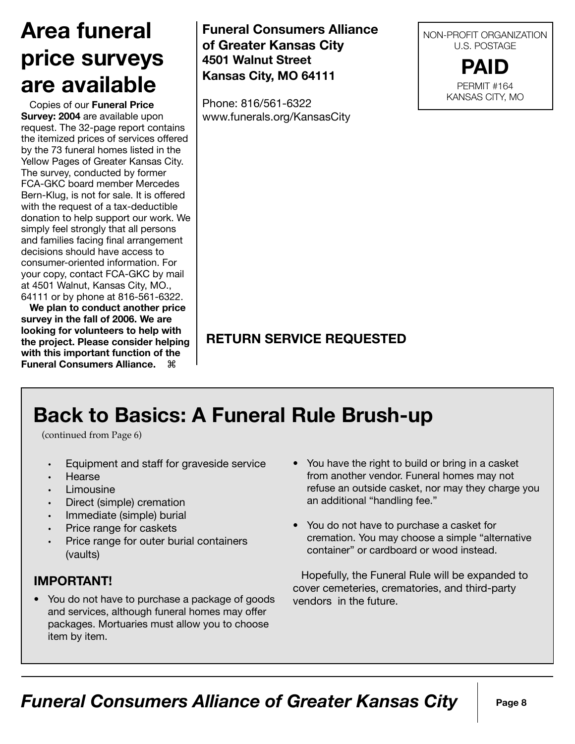# Area funeral price surveys are available

Copies of our **Funeral Price Survey: 2004** are available upon request. The 32-page report contains the itemized prices of services offered by the 73 funeral homes listed in the Yellow Pages of Greater Kansas City. The survey, conducted by former FCA-GKC board member Mercedes Bern-Klug, is not for sale. It is offered with the request of a tax-deductible donation to help support our work. We simply feel strongly that all persons and families facing final arrangement decisions should have access to consumer-oriented information. For your copy, contact FCA-GKC by mail at 4501 Walnut, Kansas City, MO., 64111 or by phone at 816-561-6322.

**We plan to conduct another price survey in the fall of 2006. We are looking for volunteers to help with the project. Please consider helping with this important function of the Funeral Consumers Alliance.** ⌘

**Funeral Consumers Alliance of Greater Kansas City**
**4501 Walnut Street**
**Kansas City, MO 64111**

Phone: 816/561-6322
www.funerals.org/KansasCity

NON-PROFIT ORGANIZATION
U.S. POSTAGE
**PAID**
PERMIT #164
KANSAS CITY, MO

**RETURN SERVICE REQUESTED**

## Back to Basics: A Funeral Rule Brush-up

(continued from Page 6)

- Equipment and staff for graveside service
- Hearse
- Limousine
- Direct (simple) cremation
- Immediate (simple) burial
- Price range for caskets
- Price range for outer burial containers (vaults)

### IMPORTANT!

- You do not have to purchase a package of goods and services, although funeral homes may offer packages. Mortuaries must allow you to choose item by item.
- You have the right to build or bring in a casket from another vendor. Funeral homes may not refuse an outside casket, nor may they charge you an additional "handling fee."
- You do not have to purchase a casket for cremation. You may choose a simple "alternative container" or cardboard or wood instead.

Hopefully, the Funeral Rule will be expanded to cover cemeteries, crematories, and third-party vendors in the future.